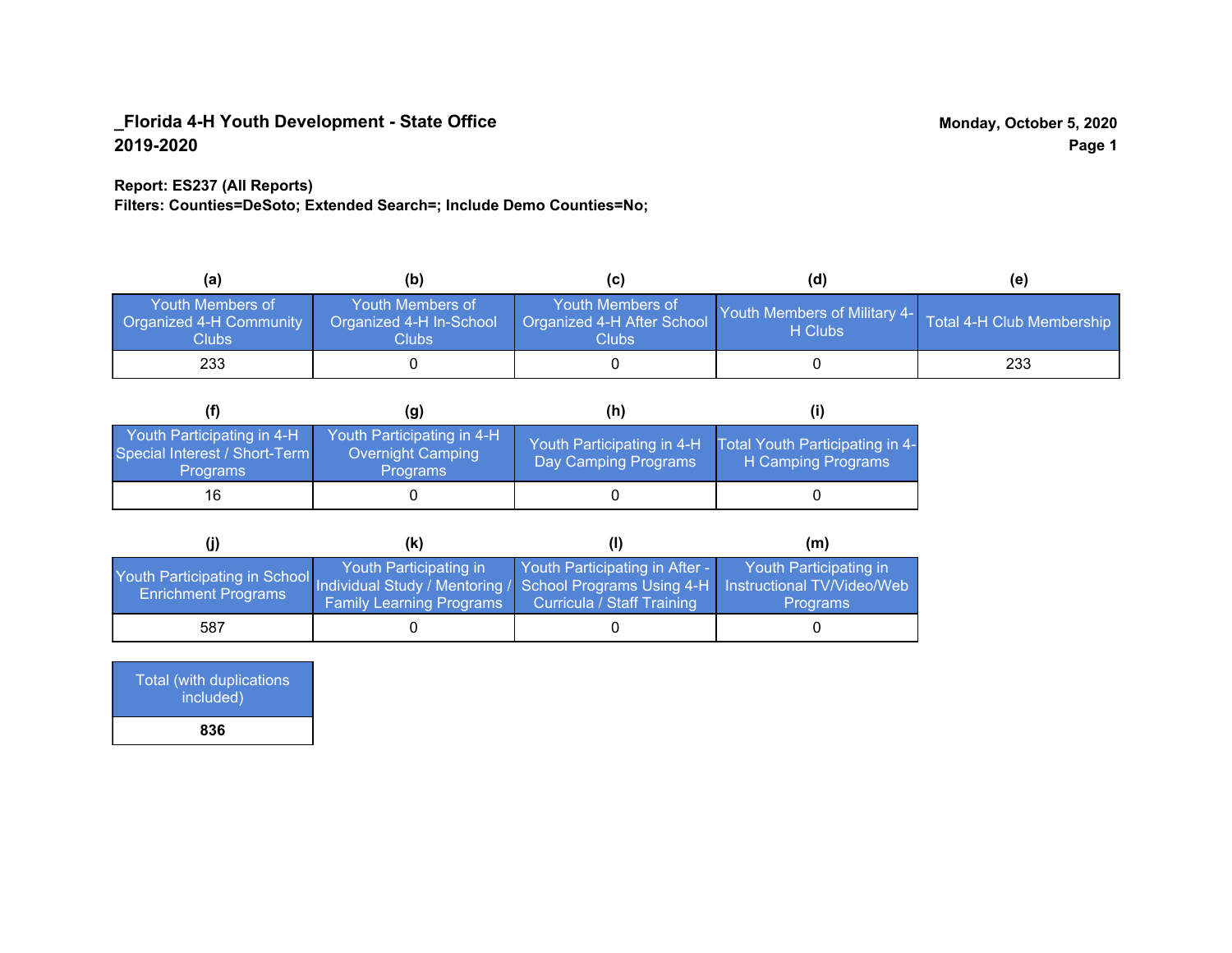**_Florida 4-H Youth Development - State Office**
**2019-2020**

**Monday, October 5, 2020**

**Report: ES237 (All Reports)**
**Filters: Counties=DeSoto; Extended Search=; Include Demo Counties=No;**

| (a) | (b) | (c) | (d) | (e) |
|---|---|---|---|---|
| Youth Members of Organized 4-H Community Clubs | Youth Members of Organized 4-H In-School Clubs | Youth Members of Organized 4-H After School Clubs | Youth Members of Military 4-H Clubs | Total 4-H Club Membership |
| 233 | 0 | 0 | 0 | 233 |

| (f) | (g) | (h) | (i) |
|---|---|---|---|
| Youth Participating in 4-H Special Interest / Short-Term Programs | Youth Participating in 4-H Overnight Camping Programs | Youth Participating in 4-H Day Camping Programs | Total Youth Participating in 4-H Camping Programs |
| 16 | 0 | 0 | 0 |

| (j) | (k) | (l) | (m) |
|---|---|---|---|
| Youth Participating in School Enrichment Programs | Youth Participating in Individual Study / Mentoring / Family Learning Programs | Youth Participating in After - School Programs Using 4-H Curricula / Staff Training | Youth Participating in Instructional TV/Video/Web Programs |
| 587 | 0 | 0 | 0 |

| Total (with duplications included) |
|---|
| **836** |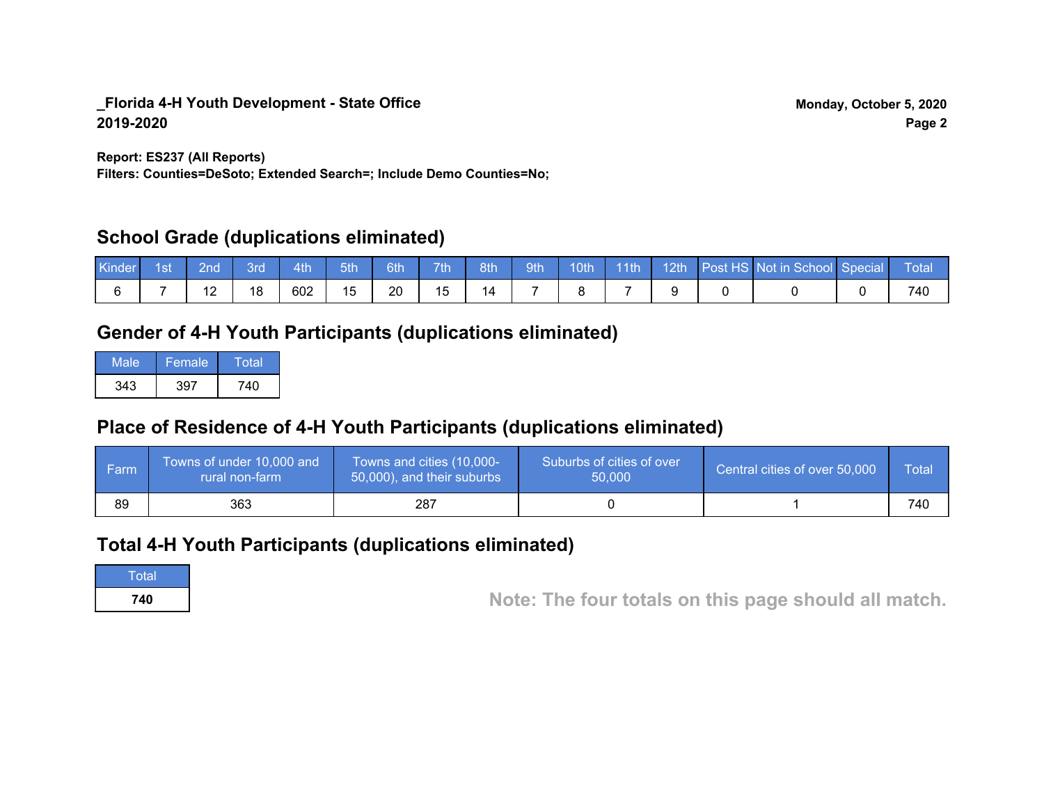**_Florida 4-H Youth Development - State Office**
**2019-2020**

**Monday, October 5, 2020**

**Report: ES237 (All Reports)**
**Filters: Counties=DeSoto; Extended Search=; Include Demo Counties=No;**

## School Grade (duplications eliminated)

| Kinder | 1st | 2nd | 3rd | 4th | 5th | 6th | 7th | 8th | 9th | 10th | 11th | 12th | Post HS | Not in School | Special | Total |
|---|---|---|---|---|---|---|---|---|---|---|---|---|---|---|---|---|
| 6 | 7 | 12 | 18 | 602 | 15 | 20 | 15 | 14 | 7 | 8 | 7 | 9 | 0 | 0 | 0 | 740 |

## Gender of 4-H Youth Participants (duplications eliminated)

| Male | Female | Total |
|---|---|---|
| 343 | 397 | 740 |

## Place of Residence of 4-H Youth Participants (duplications eliminated)

| Farm | Towns of under 10,000 and rural non-farm | Towns and cities (10,000-50,000), and their suburbs | Suburbs of cities of over 50,000 | Central cities of over 50,000 | Total |
|---|---|---|---|---|---|
| 89 | 363 | 287 | 0 | 1 | 740 |

## Total 4-H Youth Participants (duplications eliminated)

| Total |
|---|
| **740** |

**Note: The four totals on this page should all match.**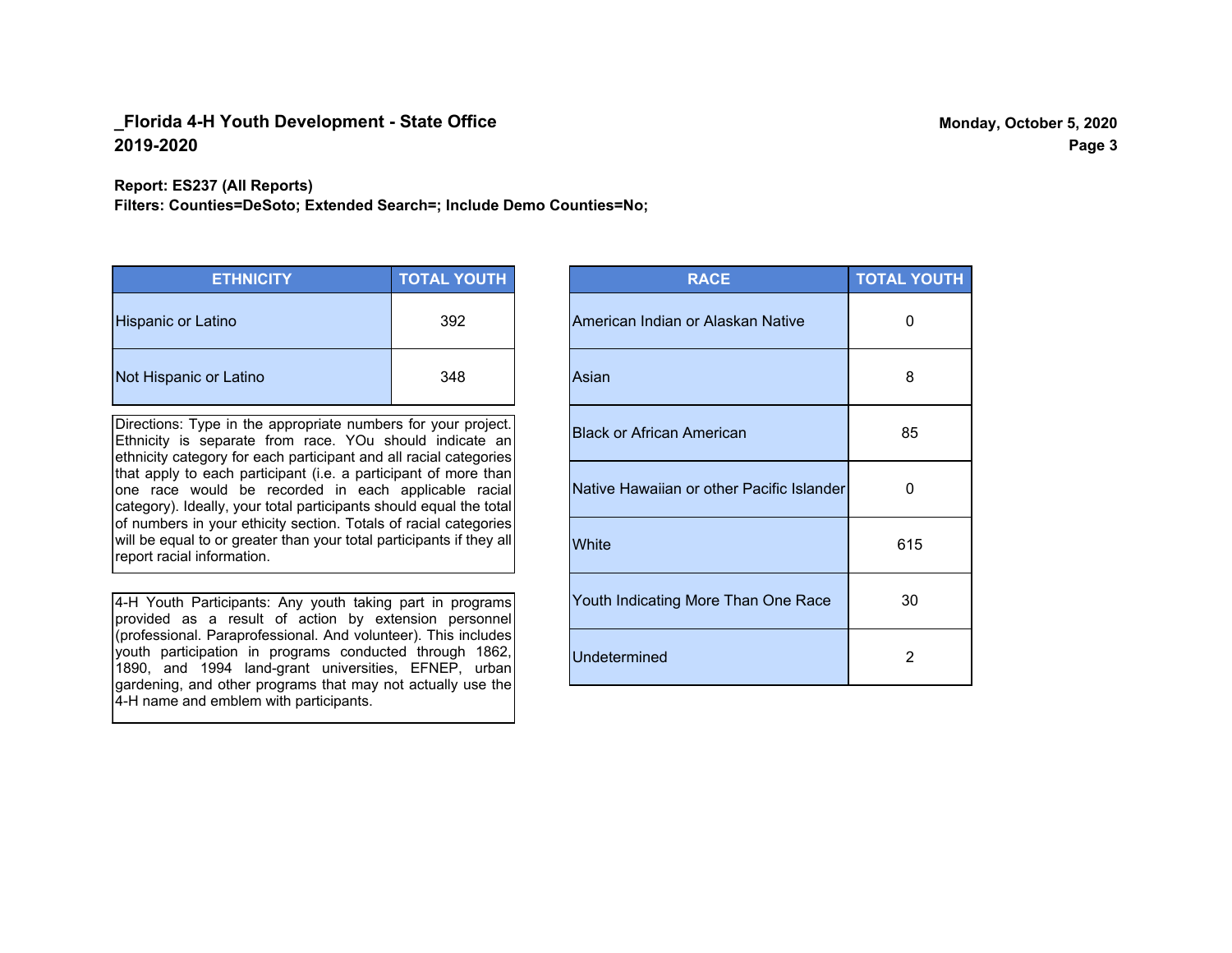**_Florida 4-H Youth Development - State Office**
**2019-2020**

**Monday, October 5, 2020**

**Report: ES237 (All Reports)**
**Filters: Counties=DeSoto; Extended Search=; Include Demo Counties=No;**

| ETHNICITY | TOTAL YOUTH |
|---|---|
| Hispanic or Latino | 392 |
| Not Hispanic or Latino | 348 |

Directions: Type in the appropriate numbers for your project. Ethnicity is separate from race. YOu should indicate an ethnicity category for each participant and all racial categories that apply to each participant (i.e. a participant of more than one race would be recorded in each applicable racial category). Ideally, your total participants should equal the total of numbers in your ethicity section. Totals of racial categories will be equal to or greater than your total participants if they all report racial information.

4-H Youth Participants: Any youth taking part in programs provided as a result of action by extension personnel (professional. Paraprofessional. And volunteer). This includes youth participation in programs conducted through 1862, 1890, and 1994 land-grant universities, EFNEP, urban gardening, and other programs that may not actually use the 4-H name and emblem with participants.

| RACE | TOTAL YOUTH |
|---|---|
| American Indian or Alaskan Native | 0 |
| Asian | 8 |
| Black or African American | 85 |
| Native Hawaiian or other Pacific Islander | 0 |
| White | 615 |
| Youth Indicating More Than One Race | 30 |
| Undetermined | 2 |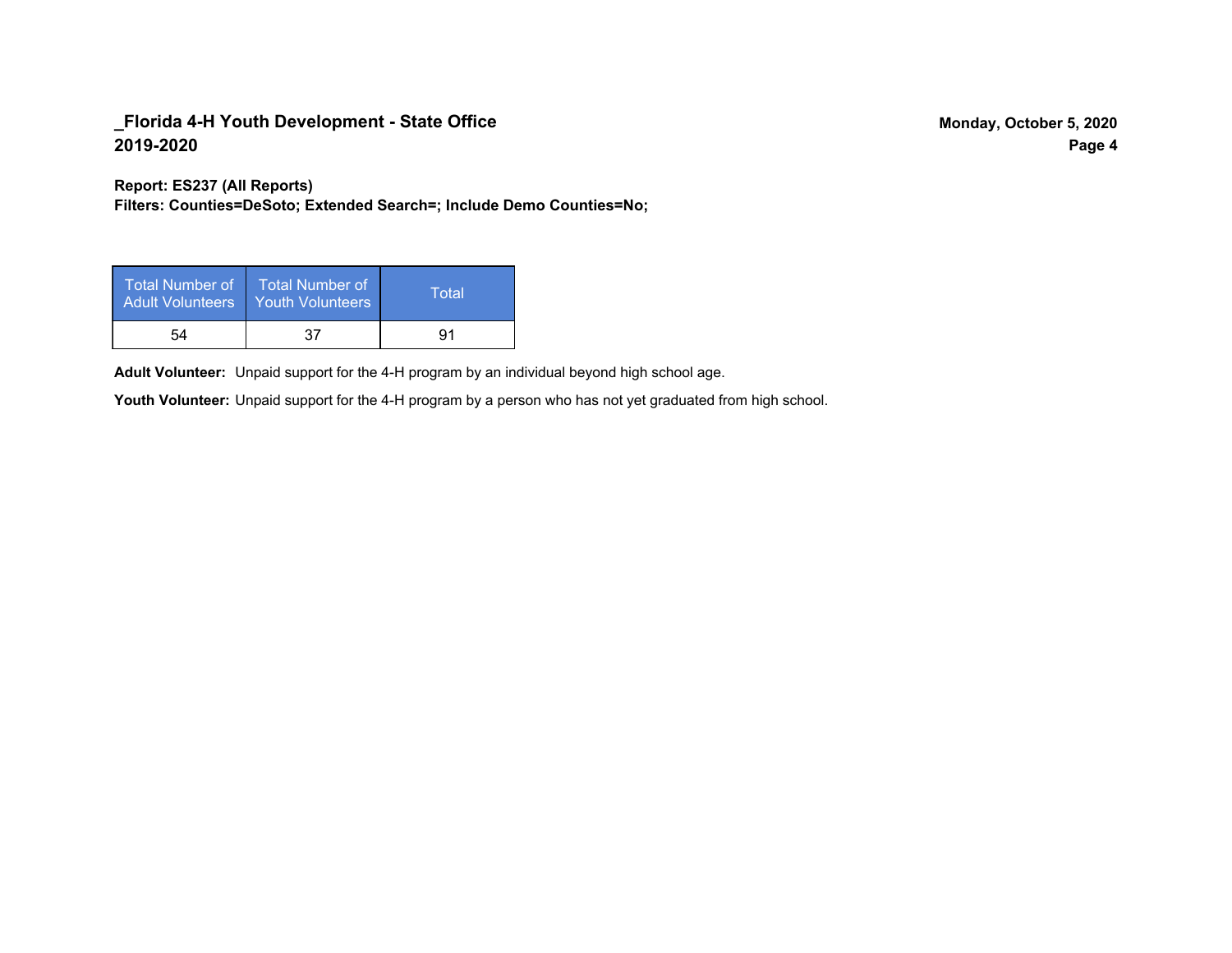## _Florida 4-H Youth Development - State Office
## 2019-2020

**Report: ES237 (All Reports)**
**Filters: Counties=DeSoto; Extended Search=; Include Demo Counties=No;**

| Total Number of Adult Volunteers | Total Number of Youth Volunteers | Total |
|---|---|---|
| 54 | 37 | 91 |

**Adult Volunteer:** Unpaid support for the 4-H program by an individual beyond high school age.

**Youth Volunteer:** Unpaid support for the 4-H program by a person who has not yet graduated from high school.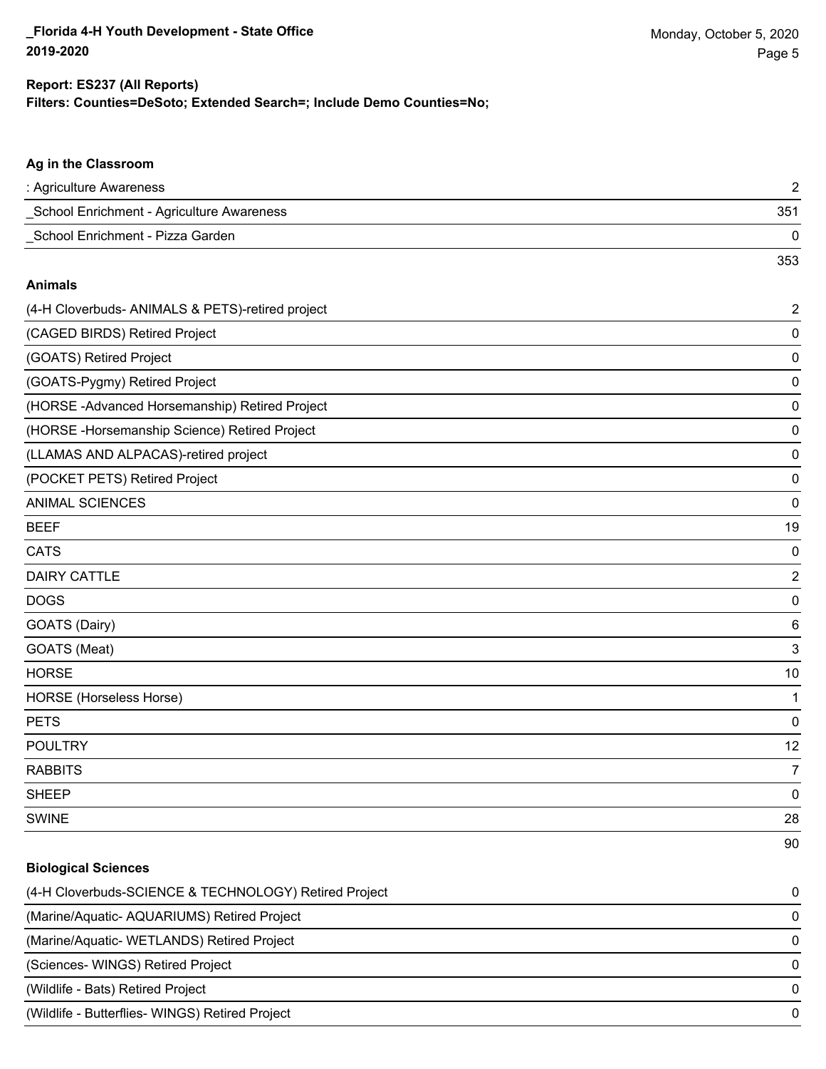**Report: ES237 (All Reports)**
**Filters: Counties=DeSoto; Extended Search=; Include Demo Counties=No;**

### Ag in the Classroom

| | |
|---|---|
| : Agriculture Awareness | 2 |
| _School Enrichment - Agriculture Awareness | 351 |
| _School Enrichment - Pizza Garden | 0 |
| | 353 |

### Animals

| | |
|---|---|
| (4-H Cloverbuds- ANIMALS & PETS)-retired project | 2 |
| (CAGED BIRDS) Retired Project | 0 |
| (GOATS) Retired Project | 0 |
| (GOATS-Pygmy) Retired Project | 0 |
| (HORSE -Advanced Horsemanship) Retired Project | 0 |
| (HORSE -Horsemanship Science) Retired Project | 0 |
| (LLAMAS AND ALPACAS)-retired project | 0 |
| (POCKET PETS) Retired Project | 0 |
| ANIMAL SCIENCES | 0 |
| BEEF | 19 |
| CATS | 0 |
| DAIRY CATTLE | 2 |
| DOGS | 0 |
| GOATS (Dairy) | 6 |
| GOATS (Meat) | 3 |
| HORSE | 10 |
| HORSE (Horseless Horse) | 1 |
| PETS | 0 |
| POULTRY | 12 |
| RABBITS | 7 |
| SHEEP | 0 |
| SWINE | 28 |
| | 90 |

### Biological Sciences

| | |
|---|---|
| (4-H Cloverbuds-SCIENCE & TECHNOLOGY) Retired Project | 0 |
| (Marine/Aquatic- AQUARIUMS) Retired Project | 0 |
| (Marine/Aquatic- WETLANDS) Retired Project | 0 |
| (Sciences- WINGS) Retired Project | 0 |
| (Wildlife - Bats) Retired Project | 0 |
| (Wildlife - Butterflies- WINGS) Retired Project | 0 |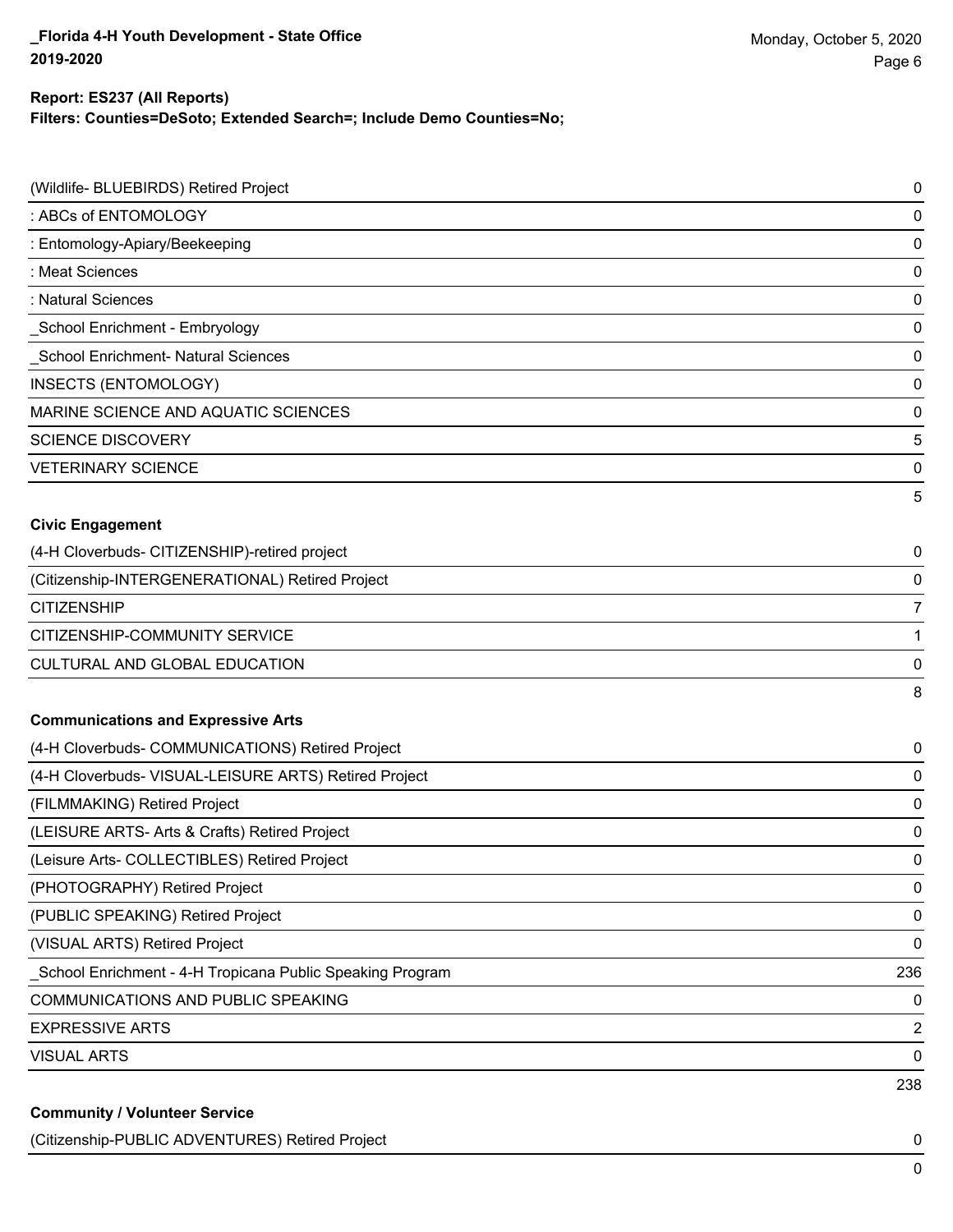**Report: ES237 (All Reports)**
**Filters: Counties=DeSoto; Extended Search=; Include Demo Counties=No;**

| | |
|---|---|
| (Wildlife- BLUEBIRDS) Retired Project | 0 |
| : ABCs of ENTOMOLOGY | 0 |
| : Entomology-Apiary/Beekeeping | 0 |
| : Meat Sciences | 0 |
| : Natural Sciences | 0 |
| _School Enrichment - Embryology | 0 |
| _School Enrichment- Natural Sciences | 0 |
| INSECTS (ENTOMOLOGY) | 0 |
| MARINE SCIENCE AND AQUATIC SCIENCES | 0 |
| SCIENCE DISCOVERY | 5 |
| VETERINARY SCIENCE | 0 |
| | 5 |

**Civic Engagement**

| | |
|---|---|
| (4-H Cloverbuds- CITIZENSHIP)-retired project | 0 |
| (Citizenship-INTERGENERATIONAL) Retired Project | 0 |
| CITIZENSHIP | 7 |
| CITIZENSHIP-COMMUNITY SERVICE | 1 |
| CULTURAL AND GLOBAL EDUCATION | 0 |
| | 8 |

**Communications and Expressive Arts**

| | |
|---|---|
| (4-H Cloverbuds- COMMUNICATIONS) Retired Project | 0 |
| (4-H Cloverbuds- VISUAL-LEISURE ARTS) Retired Project | 0 |
| (FILMMAKING) Retired Project | 0 |
| (LEISURE ARTS- Arts & Crafts) Retired Project | 0 |
| (Leisure Arts- COLLECTIBLES) Retired Project | 0 |
| (PHOTOGRAPHY) Retired Project | 0 |
| (PUBLIC SPEAKING) Retired Project | 0 |
| (VISUAL ARTS) Retired Project | 0 |
| _School Enrichment - 4-H Tropicana Public Speaking Program | 236 |
| COMMUNICATIONS AND PUBLIC SPEAKING | 0 |
| EXPRESSIVE ARTS | 2 |
| VISUAL ARTS | 0 |
| | 238 |

**Community / Volunteer Service**

| | |
|---|---|
| (Citizenship-PUBLIC ADVENTURES) Retired Project | 0 |
| | 0 |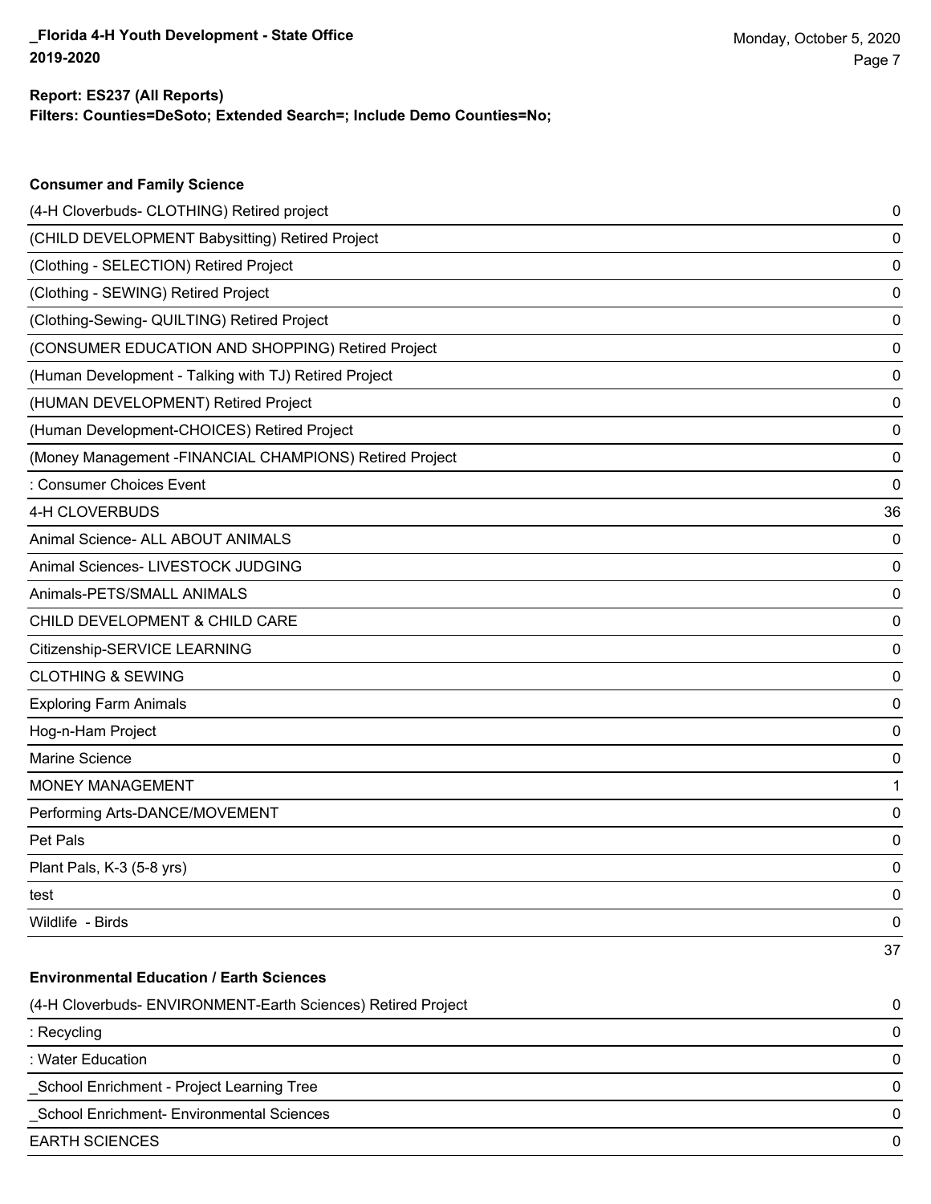**Report: ES237 (All Reports)**
**Filters: Counties=DeSoto; Extended Search=; Include Demo Counties=No;**

### Consumer and Family Science

| | |
|---|---|
| (4-H Cloverbuds- CLOTHING) Retired project | 0 |
| (CHILD DEVELOPMENT Babysitting) Retired Project | 0 |
| (Clothing - SELECTION) Retired Project | 0 |
| (Clothing - SEWING) Retired Project | 0 |
| (Clothing-Sewing- QUILTING) Retired Project | 0 |
| (CONSUMER EDUCATION AND SHOPPING) Retired Project | 0 |
| (Human Development - Talking with TJ) Retired Project | 0 |
| (HUMAN DEVELOPMENT) Retired Project | 0 |
| (Human Development-CHOICES) Retired Project | 0 |
| (Money Management -FINANCIAL CHAMPIONS) Retired Project | 0 |
| : Consumer Choices Event | 0 |
| 4-H CLOVERBUDS | 36 |
| Animal Science- ALL ABOUT ANIMALS | 0 |
| Animal Sciences- LIVESTOCK JUDGING | 0 |
| Animals-PETS/SMALL ANIMALS | 0 |
| CHILD DEVELOPMENT & CHILD CARE | 0 |
| Citizenship-SERVICE LEARNING | 0 |
| CLOTHING & SEWING | 0 |
| Exploring Farm Animals | 0 |
| Hog-n-Ham Project | 0 |
| Marine Science | 0 |
| MONEY MANAGEMENT | 1 |
| Performing Arts-DANCE/MOVEMENT | 0 |
| Pet Pals | 0 |
| Plant Pals, K-3 (5-8 yrs) | 0 |
| test | 0 |
| Wildlife - Birds | 0 |
| | 37 |

### Environmental Education / Earth Sciences

| | |
|---|---|
| (4-H Cloverbuds- ENVIRONMENT-Earth Sciences) Retired Project | 0 |
| : Recycling | 0 |
| : Water Education | 0 |
| _School Enrichment - Project Learning Tree | 0 |
| _School Enrichment- Environmental Sciences | 0 |
| EARTH SCIENCES | 0 |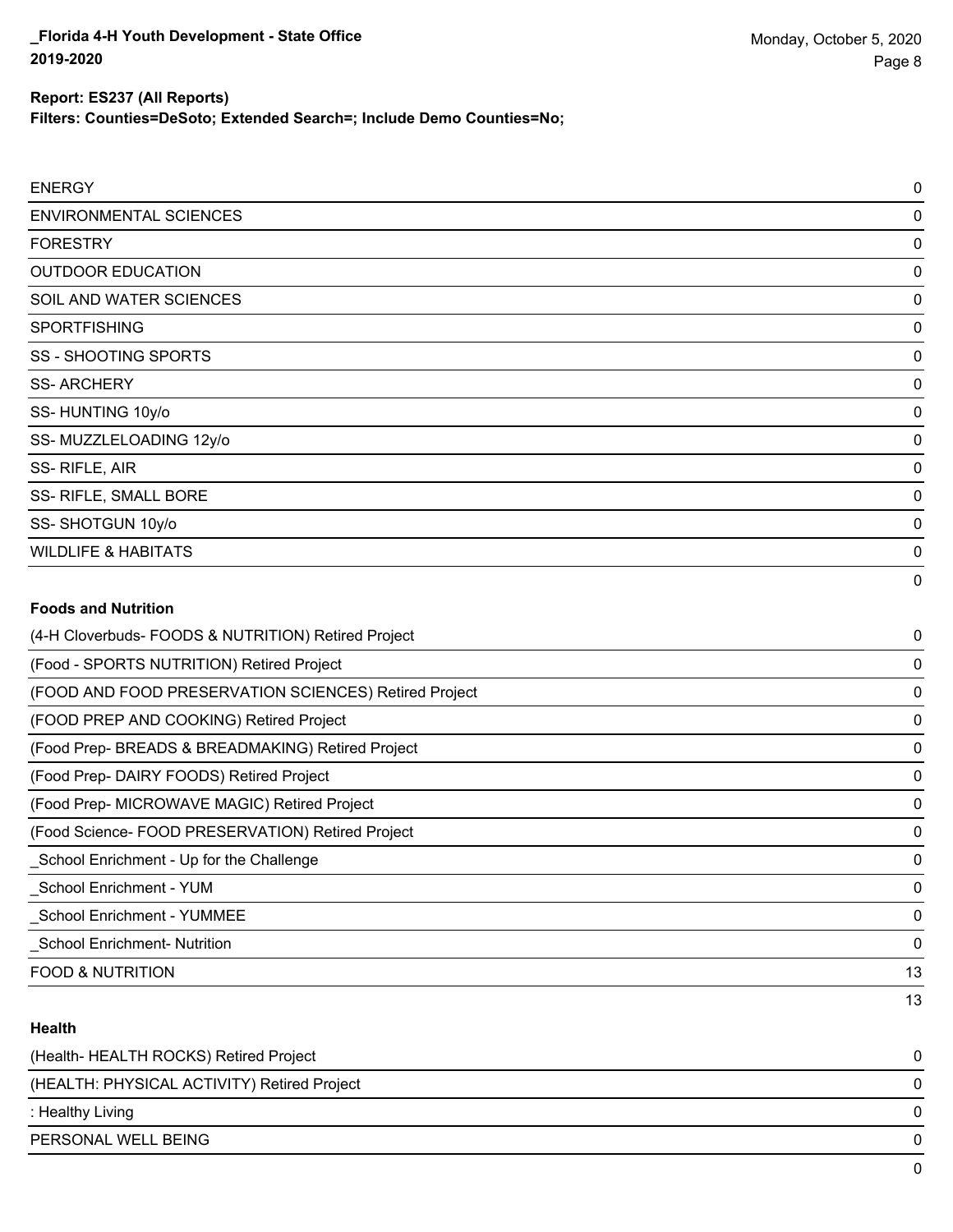**Report: ES237 (All Reports)**
**Filters: Counties=DeSoto; Extended Search=; Include Demo Counties=No;**

| | |
|---|---|
| ENERGY | 0 |
| ENVIRONMENTAL SCIENCES | 0 |
| FORESTRY | 0 |
| OUTDOOR EDUCATION | 0 |
| SOIL AND WATER SCIENCES | 0 |
| SPORTFISHING | 0 |
| SS - SHOOTING SPORTS | 0 |
| SS- ARCHERY | 0 |
| SS- HUNTING 10y/o | 0 |
| SS- MUZZLELOADING 12y/o | 0 |
| SS- RIFLE, AIR | 0 |
| SS- RIFLE, SMALL BORE | 0 |
| SS- SHOTGUN 10y/o | 0 |
| WILDLIFE & HABITATS | 0 |
| | 0 |

**Foods and Nutrition**

| | |
|---|---|
| (4-H Cloverbuds- FOODS & NUTRITION) Retired Project | 0 |
| (Food - SPORTS NUTRITION) Retired Project | 0 |
| (FOOD AND FOOD PRESERVATION SCIENCES) Retired Project | 0 |
| (FOOD PREP AND COOKING) Retired Project | 0 |
| (Food Prep- BREADS & BREADMAKING) Retired Project | 0 |
| (Food Prep- DAIRY FOODS) Retired Project | 0 |
| (Food Prep- MICROWAVE MAGIC) Retired Project | 0 |
| (Food Science- FOOD PRESERVATION) Retired Project | 0 |
| _School Enrichment - Up for the Challenge | 0 |
| _School Enrichment - YUM | 0 |
| _School Enrichment - YUMMEE | 0 |
| _School Enrichment- Nutrition | 0 |
| FOOD & NUTRITION | 13 |
| | 13 |

**Health**

| | |
|---|---|
| (Health- HEALTH ROCKS) Retired Project | 0 |
| (HEALTH: PHYSICAL ACTIVITY) Retired Project | 0 |
| : Healthy Living | 0 |
| PERSONAL WELL BEING | 0 |
| | 0 |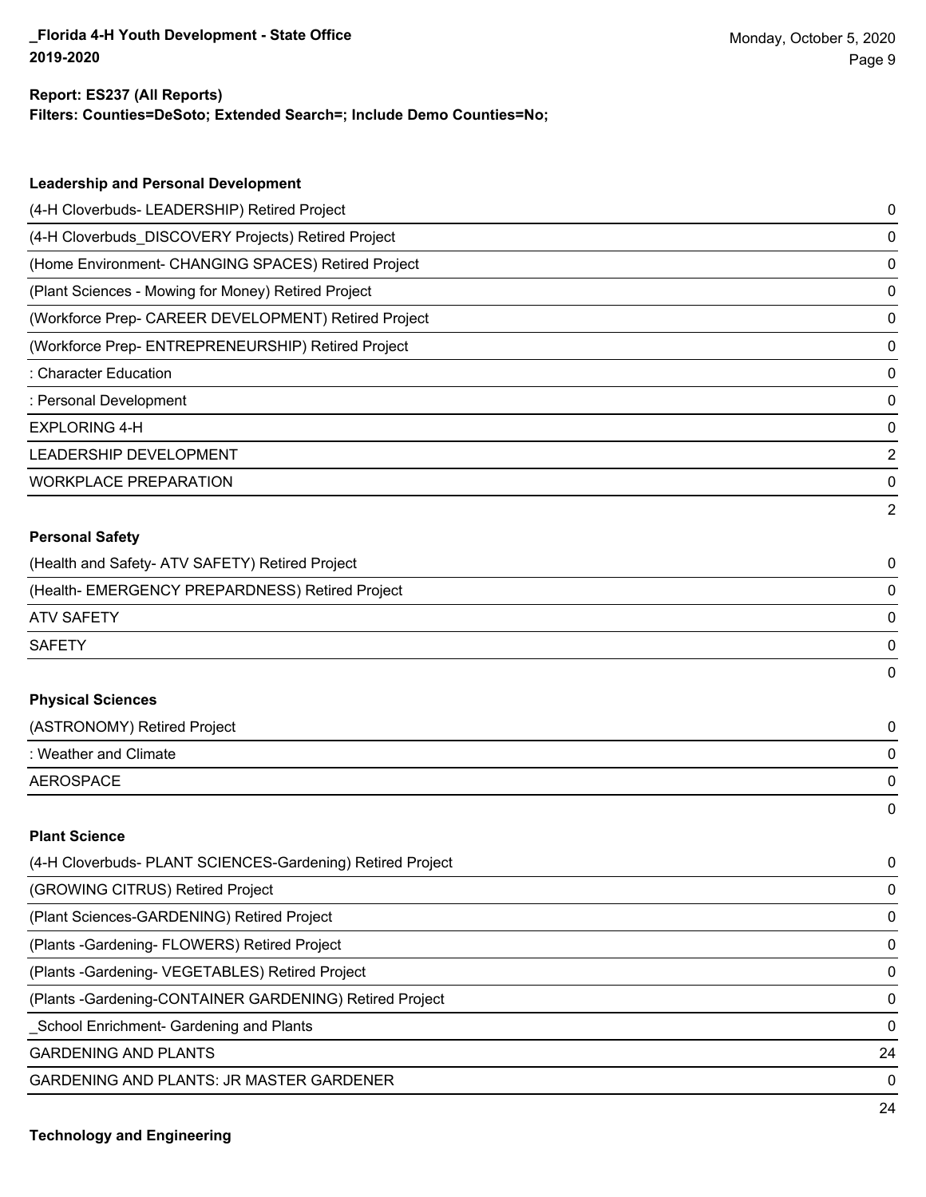**Report: ES237 (All Reports)**
**Filters: Counties=DeSoto; Extended Search=; Include Demo Counties=No;**

### Leadership and Personal Development

| | |
|---|---|
| (4-H Cloverbuds- LEADERSHIP) Retired Project | 0 |
| (4-H Cloverbuds_DISCOVERY Projects) Retired Project | 0 |
| (Home Environment- CHANGING SPACES) Retired Project | 0 |
| (Plant Sciences - Mowing for Money) Retired Project | 0 |
| (Workforce Prep- CAREER DEVELOPMENT) Retired Project | 0 |
| (Workforce Prep- ENTREPRENEURSHIP) Retired Project | 0 |
| : Character Education | 0 |
| : Personal Development | 0 |
| EXPLORING 4-H | 0 |
| LEADERSHIP DEVELOPMENT | 2 |
| WORKPLACE PREPARATION | 0 |
| | 2 |

### Personal Safety

| | |
|---|---|
| (Health and Safety- ATV SAFETY) Retired Project | 0 |
| (Health- EMERGENCY PREPARDNESS) Retired Project | 0 |
| ATV SAFETY | 0 |
| SAFETY | 0 |
| | 0 |

### Physical Sciences

| | |
|---|---|
| (ASTRONOMY) Retired Project | 0 |
| : Weather and Climate | 0 |
| AEROSPACE | 0 |
| | 0 |

### Plant Science

| | |
|---|---|
| (4-H Cloverbuds- PLANT SCIENCES-Gardening) Retired Project | 0 |
| (GROWING CITRUS) Retired Project | 0 |
| (Plant Sciences-GARDENING) Retired Project | 0 |
| (Plants -Gardening- FLOWERS) Retired Project | 0 |
| (Plants -Gardening- VEGETABLES) Retired Project | 0 |
| (Plants -Gardening-CONTAINER GARDENING) Retired Project | 0 |
| _School Enrichment- Gardening and Plants | 0 |
| GARDENING AND PLANTS | 24 |
| GARDENING AND PLANTS: JR MASTER GARDENER | 0 |
| | 24 |

### Technology and Engineering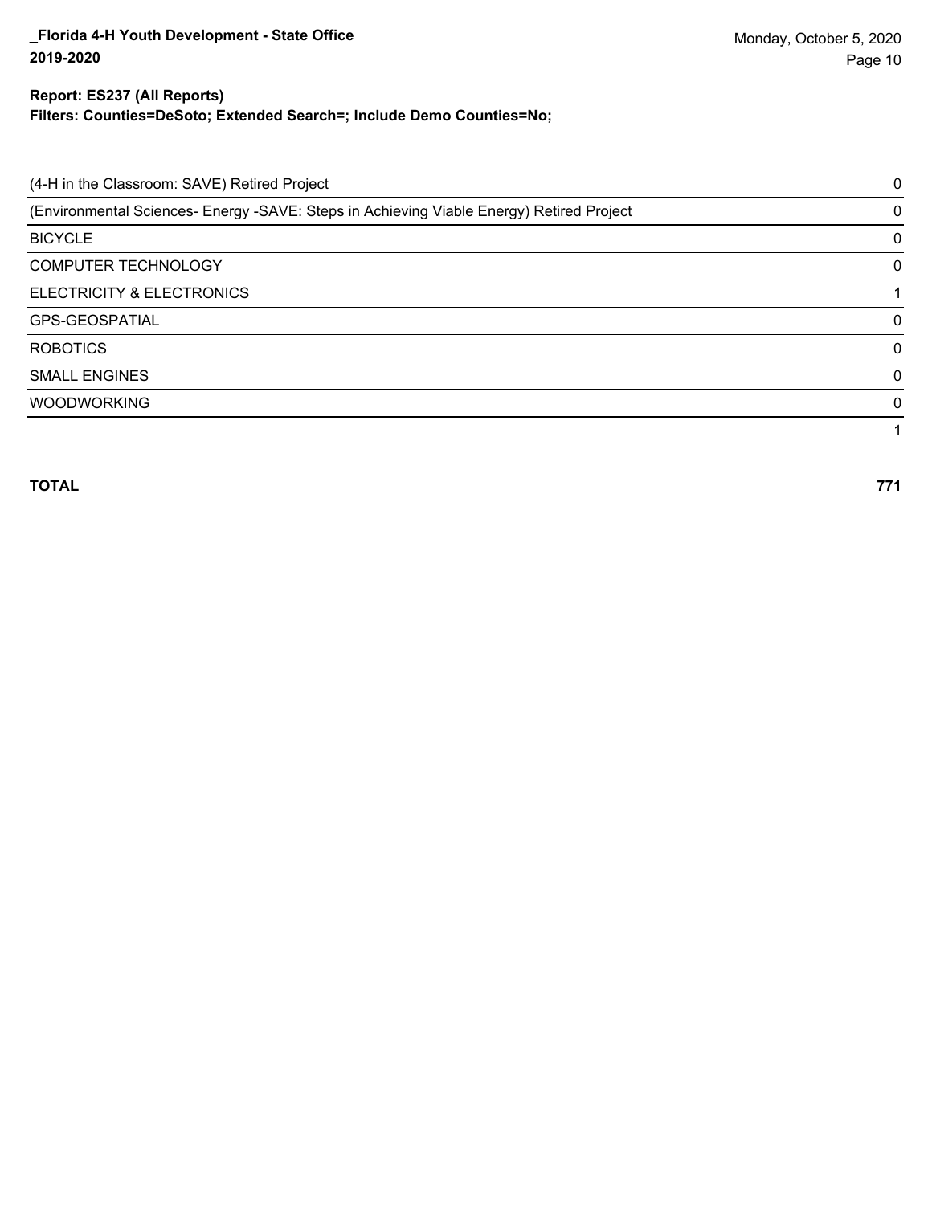**Report: ES237 (All Reports)**

**Filters: Counties=DeSoto; Extended Search=; Include Demo Counties=No;**

| | |
|---|---|
| (4-H in the Classroom: SAVE) Retired Project | 0 |
| (Environmental Sciences- Energy -SAVE: Steps in Achieving Viable Energy) Retired Project | 0 |
| BICYCLE | 0 |
| COMPUTER TECHNOLOGY | 0 |
| ELECTRICITY & ELECTRONICS | 1 |
| GPS-GEOSPATIAL | 0 |
| ROBOTICS | 0 |
| SMALL ENGINES | 0 |
| WOODWORKING | 0 |
| | 1 |

**TOTAL** **771**